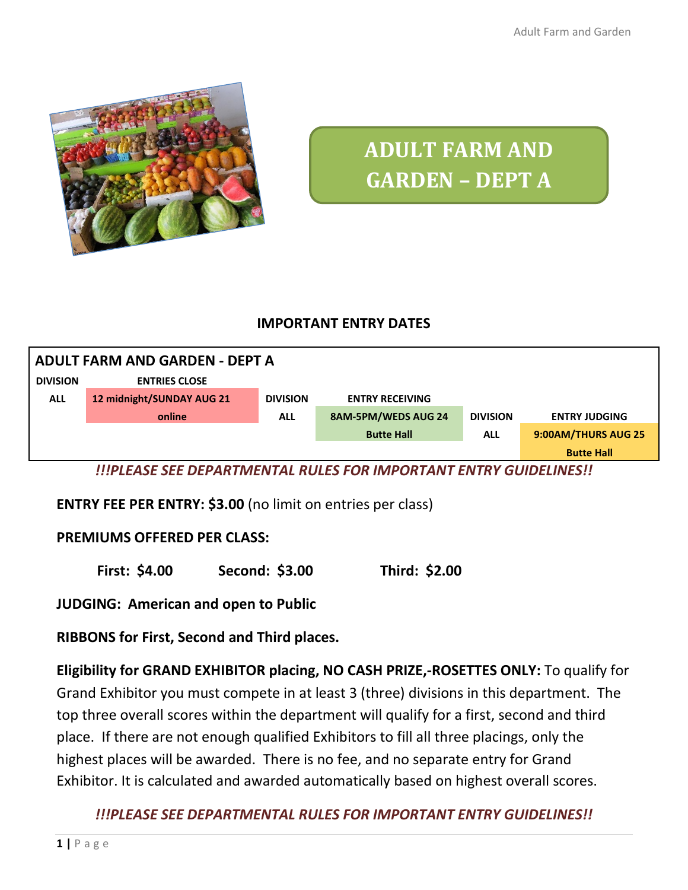# ADULT FARM AND GARDEN – DEPT A

## IMPORTANT ENTRY DATES

| ADULT FARM AND GARDEN - DEPT A | | | | | |
|---|---|---|---|---|---|
| DIVISION | ENTRIES CLOSE | DIVISION | ENTRY RECEIVING | DIVISION | ENTRY JUDGING |
| ALL | 12 midnight/SUNDAY AUG 21 online | ALL | 8AM-5PM/WEDS AUG 24 Butte Hall | ALL | 9:00AM/THURS AUG 25 Butte Hall |

***!!!PLEASE SEE DEPARTMENTAL RULES FOR IMPORTANT ENTRY GUIDELINES!!***

**ENTRY FEE PER ENTRY: $3.00** (no limit on entries per class)

**PREMIUMS OFFERED PER CLASS:**

**First: $4.00 Second: $3.00 Third: $2.00**

**JUDGING: American and open to Public**

**RIBBONS for First, Second and Third places.**

**Eligibility for GRAND EXHIBITOR placing, NO CASH PRIZE,-ROSETTES ONLY:** To qualify for Grand Exhibitor you must compete in at least 3 (three) divisions in this department. The top three overall scores within the department will qualify for a first, second and third place. If there are not enough qualified Exhibitors to fill all three placings, only the highest places will be awarded. There is no fee, and no separate entry for Grand Exhibitor. It is calculated and awarded automatically based on highest overall scores.

***!!!PLEASE SEE DEPARTMENTAL RULES FOR IMPORTANT ENTRY GUIDELINES!!***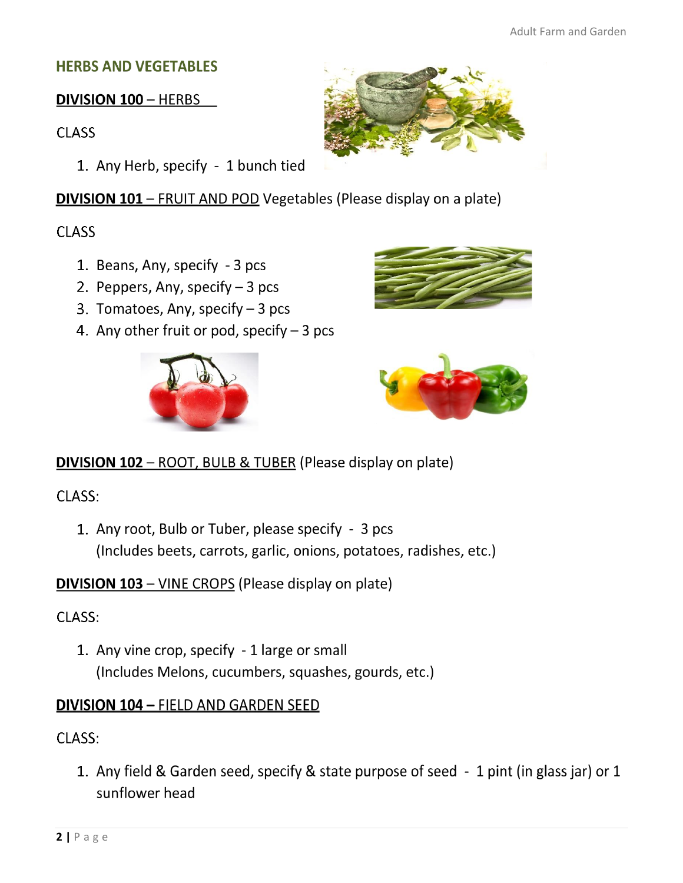## HERBS AND VEGETABLES

**DIVISION 100** – HERBS

CLASS

1. Any Herb, specify - 1 bunch tied

**DIVISION 101** – FRUIT AND POD Vegetables (Please display on a plate)

CLASS

1. Beans, Any, specify - 3 pcs
2. Peppers, Any, specify – 3 pcs
3. Tomatoes, Any, specify – 3 pcs
4. Any other fruit or pod, specify – 3 pcs

**DIVISION 102** – ROOT, BULB & TUBER (Please display on plate)

CLASS:

1. Any root, Bulb or Tuber, please specify - 3 pcs
   (Includes beets, carrots, garlic, onions, potatoes, radishes, etc.)

**DIVISION 103** – VINE CROPS (Please display on plate)

CLASS:

1. Any vine crop, specify - 1 large or small
   (Includes Melons, cucumbers, squashes, gourds, etc.)

**DIVISION 104 –** FIELD AND GARDEN SEED

CLASS:

1. Any field & Garden seed, specify & state purpose of seed - 1 pint (in glass jar) or 1 sunflower head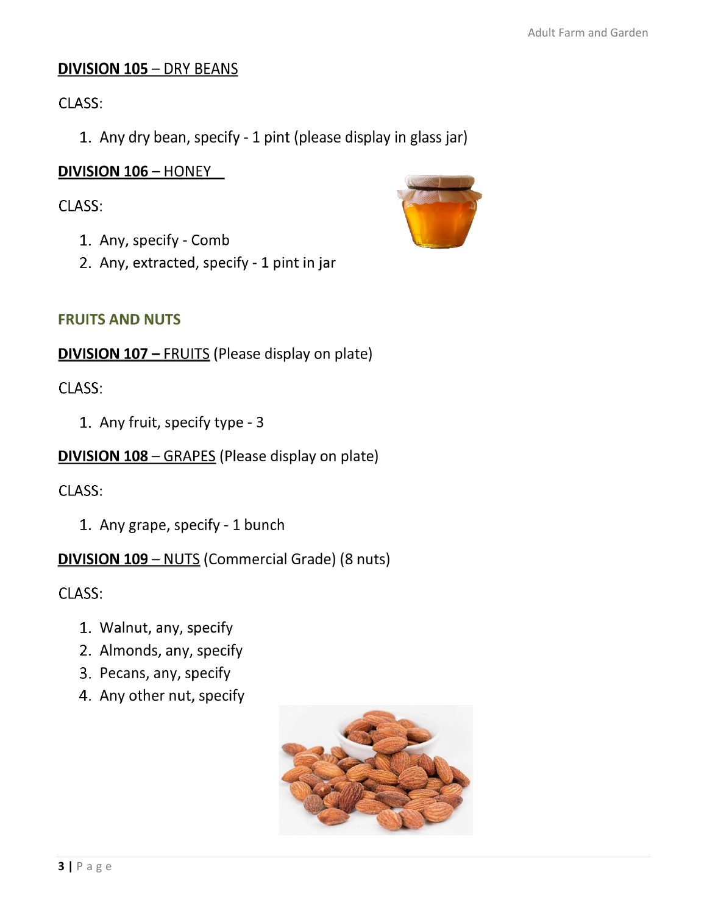**DIVISION 105** – DRY BEANS

CLASS:

1. Any dry bean, specify - 1 pint (please display in glass jar)

**DIVISION 106** – HONEY

CLASS:

1. Any, specify - Comb
2. Any, extracted, specify - 1 pint in jar

## FRUITS AND NUTS

**DIVISION 107 – FRUITS** (Please display on plate)

CLASS:

1. Any fruit, specify type - 3

**DIVISION 108** – GRAPES (Please display on plate)

CLASS:

1. Any grape, specify - 1 bunch

**DIVISION 109** – NUTS (Commercial Grade) (8 nuts)

CLASS:

1. Walnut, any, specify
2. Almonds, any, specify
3. Pecans, any, specify
4. Any other nut, specify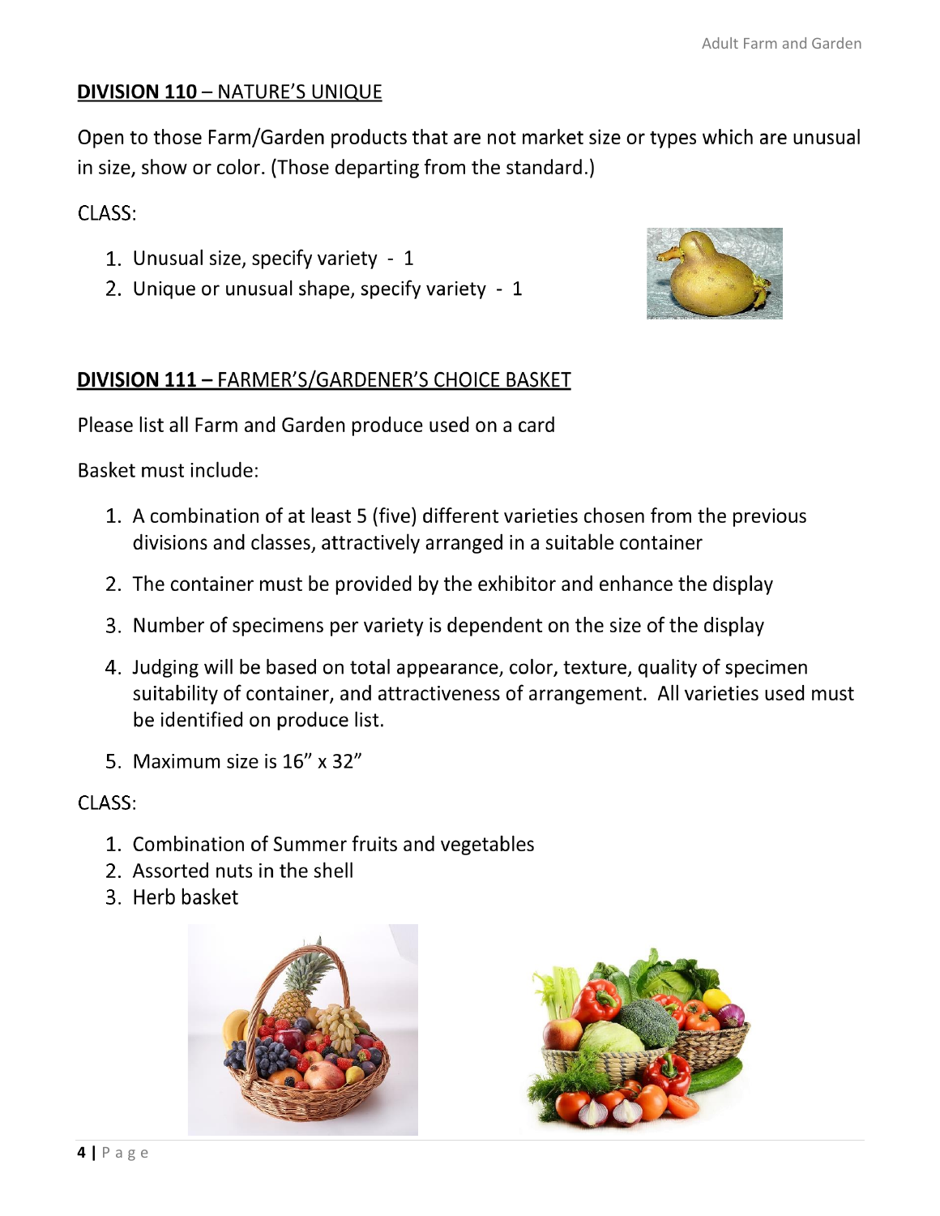## DIVISION 110 – NATURE'S UNIQUE

Open to those Farm/Garden products that are not market size or types which are unusual in size, show or color. (Those departing from the standard.)

CLASS:

1. Unusual size, specify variety - 1
2. Unique or unusual shape, specify variety - 1

## DIVISION 111 – FARMER'S/GARDENER'S CHOICE BASKET

Please list all Farm and Garden produce used on a card

Basket must include:

1. A combination of at least 5 (five) different varieties chosen from the previous divisions and classes, attractively arranged in a suitable container
2. The container must be provided by the exhibitor and enhance the display
3. Number of specimens per variety is dependent on the size of the display
4. Judging will be based on total appearance, color, texture, quality of specimen suitability of container, and attractiveness of arrangement. All varieties used must be identified on produce list.
5. Maximum size is 16" x 32"

CLASS:

1. Combination of Summer fruits and vegetables
2. Assorted nuts in the shell
3. Herb basket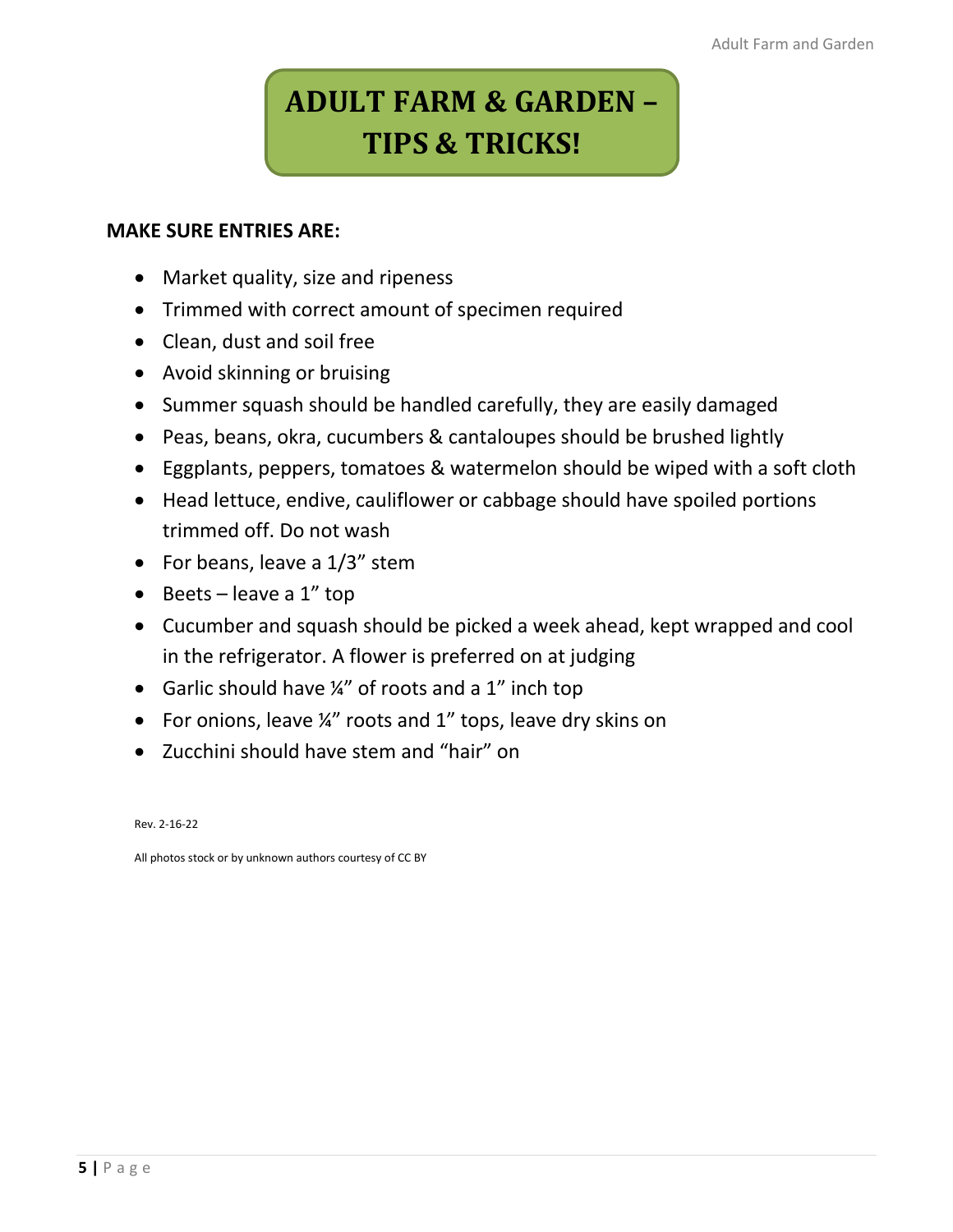# ADULT FARM & GARDEN – TIPS & TRICKS!

**MAKE SURE ENTRIES ARE:**

- Market quality, size and ripeness
- Trimmed with correct amount of specimen required
- Clean, dust and soil free
- Avoid skinning or bruising
- Summer squash should be handled carefully, they are easily damaged
- Peas, beans, okra, cucumbers & cantaloupes should be brushed lightly
- Eggplants, peppers, tomatoes & watermelon should be wiped with a soft cloth
- Head lettuce, endive, cauliflower or cabbage should have spoiled portions trimmed off. Do not wash
- For beans, leave a 1/3" stem
- Beets – leave a 1" top
- Cucumber and squash should be picked a week ahead, kept wrapped and cool in the refrigerator. A flower is preferred on at judging
- Garlic should have ¼" of roots and a 1" inch top
- For onions, leave ¼" roots and 1" tops, leave dry skins on
- Zucchini should have stem and "hair" on

Rev. 2-16-22

All photos stock or by unknown authors courtesy of CC BY